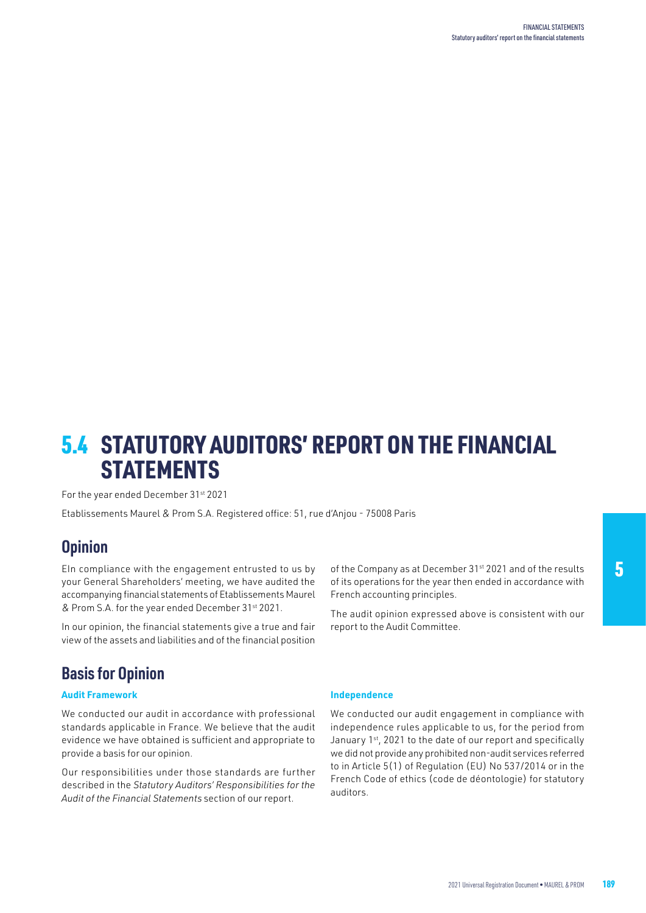# 5.4 STATUTORY AUDITORS' REPORT ON THE FINANCIAL STATEMENTS

For the year ended December 31st 2021

Etablissements Maurel & Prom S.A. Registered office: 51, rue d'Anjou - 75008 Paris

## Opinion

EIn compliance with the engagement entrusted to us by your General Shareholders' meeting, we have audited the accompanying financial statements of Etablissements Maurel & Prom S.A. for the year ended December 31st 2021.

In our opinion, the financial statements give a true and fair view of the assets and liabilities and of the financial position of the Company as at December 31st 2021 and of the results of its operations for the year then ended in accordance with French accounting principles.

The audit opinion expressed above is consistent with our report to the Audit Committee.

## Basis for Opinion

### Audit Framework

We conducted our audit in accordance with professional standards applicable in France. We believe that the audit evidence we have obtained is sufficient and appropriate to provide a basis for our opinion.

Our responsibilities under those standards are further described in the *Statutory Auditors' Responsibilities for the Audit of the Financial Statements* section of our report.

### Independence

We conducted our audit engagement in compliance with independence rules applicable to us, for the period from January 1st, 2021 to the date of our report and specifically we did not provide any prohibited non-audit services referred to in Article 5(1) of Regulation (EU) No 537/2014 or in the French Code of ethics (code de déontologie) for statutory auditors.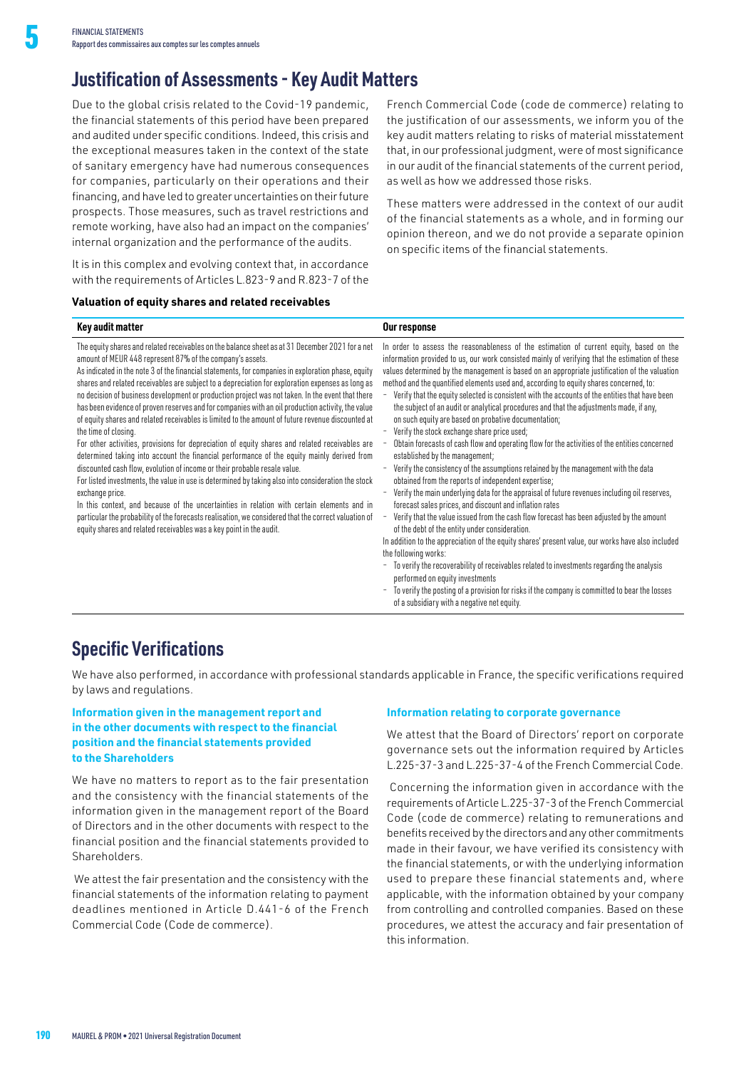## Justification of Assessments - Key Audit Matters

Due to the global crisis related to the Covid-19 pandemic, the financial statements of this period have been prepared and audited under specific conditions. Indeed, this crisis and the exceptional measures taken in the context of the state of sanitary emergency have had numerous consequences for companies, particularly on their operations and their financing, and have led to greater uncertainties on their future prospects. Those measures, such as travel restrictions and remote working, have also had an impact on the companies' internal organization and the performance of the audits.

It is in this complex and evolving context that, in accordance with the requirements of Articles L.823-9 and R.823-7 of the French Commercial Code (code de commerce) relating to the justification of our assessments, we inform you of the key audit matters relating to risks of material misstatement that, in our professional judgment, were of most significance in our audit of the financial statements of the current period, as well as how we addressed those risks.

These matters were addressed in the context of our audit of the financial statements as a whole, and in forming our opinion thereon, and we do not provide a separate opinion on specific items of the financial statements.

**Valuation of equity shares and related receivables**

| Key audit matter | Our response |
|---|---|
| The equity shares and related receivables on the balance sheet as at 31 December 2021 for a net amount of MEUR 448 represent 87% of the company's assets.<br>As indicated in the note 3 of the financial statements, for companies in exploration phase, equity shares and related receivables are subject to a depreciation for exploration expenses as long as no decision of business development or production project was not taken. In the event that there has been evidence of proven reserves and for companies with an oil production activity, the value of equity shares and related receivables is limited to the amount of future revenue discounted at the time of closing.<br>For other activities, provisions for depreciation of equity shares and related receivables are determined taking into account the financial performance of the equity mainly derived from discounted cash flow, evolution of income or their probable resale value.<br>For listed investments, the value in use is determined by taking also into consideration the stock exchange price.<br>In this context, and because of the uncertainties in relation with certain elements and in particular the probability of the forecasts realisation, we considered that the correct valuation of equity shares and related receivables was a key point in the audit. | In order to assess the reasonableness of the estimation of current equity, based on the information provided to us, our work consisted mainly of verifying that the estimation of these values determined by the management is based on an appropriate justification of the valuation method and the quantified elements used and, according to equity shares concerned, to:<br>- Verify that the equity selected is consistent with the accounts of the entities that have been the subject of an audit or analytical procedures and that the adjustments made, if any, on such equity are based on probative documentation;<br>- Verify the stock exchange share price used;<br>- Obtain forecasts of cash flow and operating flow for the activities of the entities concerned established by the management;<br>- Verify the consistency of the assumptions retained by the management with the data obtained from the reports of independent expertise;<br>- Verify the main underlying data for the appraisal of future revenues including oil reserves, forecast sales prices, and discount and inflation rates<br>- Verify that the value issued from the cash flow forecast has been adjusted by the amount of the debt of the entity under consideration.<br>In addition to the appreciation of the equity shares' present value, our works have also included the following works:<br>- To verify the recoverability of receivables related to investments regarding the analysis performed on equity investments<br>- To verify the posting of a provision for risks if the company is committed to bear the losses of a subsidiary with a negative net equity. |

## Specific Verifications

We have also performed, in accordance with professional standards applicable in France, the specific verifications required by laws and regulations.

### Information given in the management report and in the other documents with respect to the financial position and the financial statements provided to the Shareholders

We have no matters to report as to the fair presentation and the consistency with the financial statements of the information given in the management report of the Board of Directors and in the other documents with respect to the financial position and the financial statements provided to Shareholders.

We attest the fair presentation and the consistency with the financial statements of the information relating to payment deadlines mentioned in Article D.441-6 of the French Commercial Code (Code de commerce).

### Information relating to corporate governance

We attest that the Board of Directors' report on corporate governance sets out the information required by Articles L.225-37-3 and L.225-37-4 of the French Commercial Code.

Concerning the information given in accordance with the requirements of Article L.225-37-3 of the French Commercial Code (code de commerce) relating to remunerations and benefits received by the directors and any other commitments made in their favour, we have verified its consistency with the financial statements, or with the underlying information used to prepare these financial statements and, where applicable, with the information obtained by your company from controlling and controlled companies. Based on these procedures, we attest the accuracy and fair presentation of this information.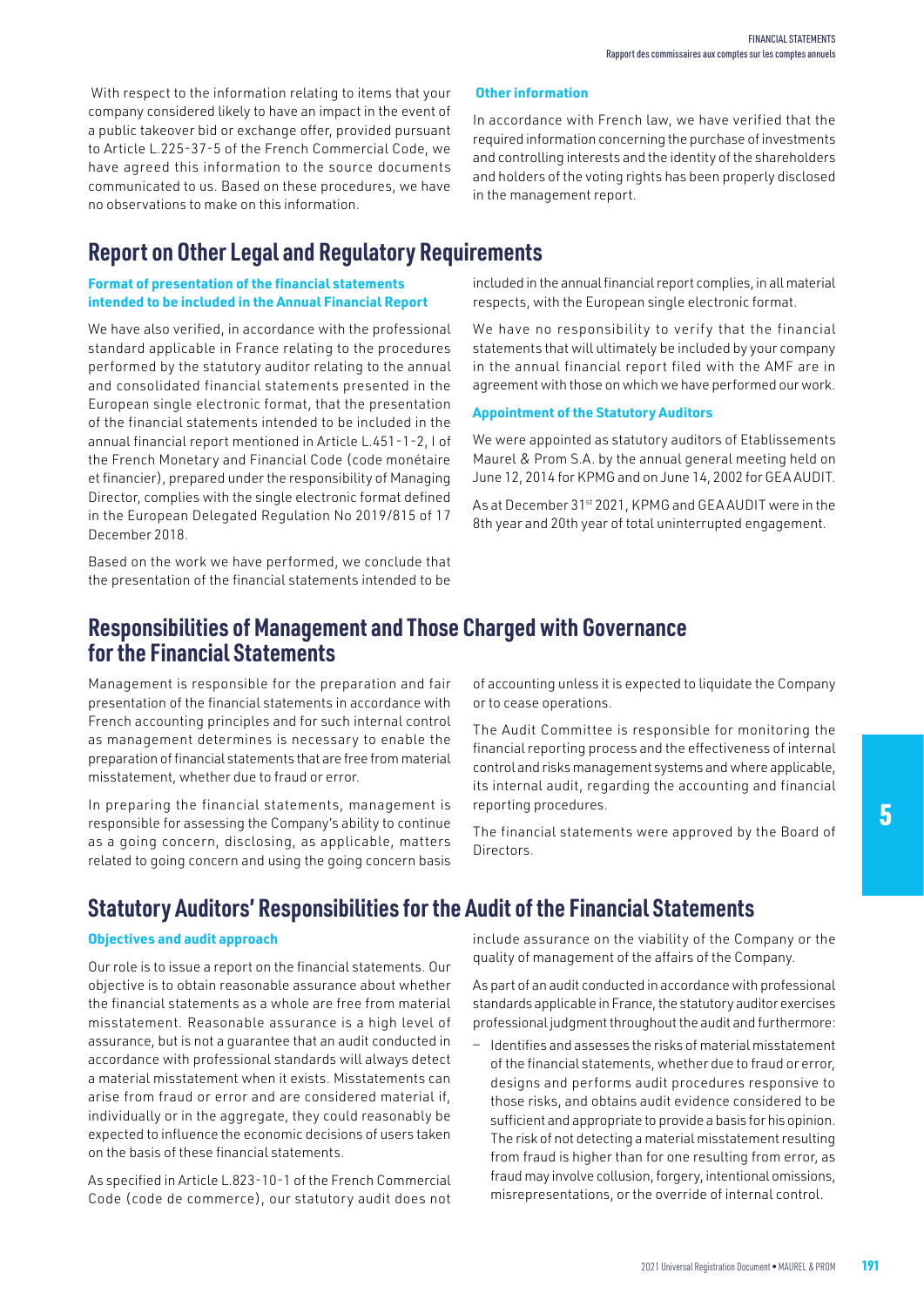With respect to the information relating to items that your company considered likely to have an impact in the event of a public takeover bid or exchange offer, provided pursuant to Article L.225-37-5 of the French Commercial Code, we have agreed this information to the source documents communicated to us. Based on these procedures, we have no observations to make on this information.

**Other information**

In accordance with French law, we have verified that the required information concerning the purchase of investments and controlling interests and the identity of the shareholders and holders of the voting rights has been properly disclosed in the management report.

## Report on Other Legal and Regulatory Requirements

**Format of presentation of the financial statements intended to be included in the Annual Financial Report**

We have also verified, in accordance with the professional standard applicable in France relating to the procedures performed by the statutory auditor relating to the annual and consolidated financial statements presented in the European single electronic format, that the presentation of the financial statements intended to be included in the annual financial report mentioned in Article L.451-1-2, I of the French Monetary and Financial Code (code monétaire et financier), prepared under the responsibility of Managing Director, complies with the single electronic format defined in the European Delegated Regulation No 2019/815 of 17 December 2018.

Based on the work we have performed, we conclude that the presentation of the financial statements intended to be included in the annual financial report complies, in all material respects, with the European single electronic format.

We have no responsibility to verify that the financial statements that will ultimately be included by your company in the annual financial report filed with the AMF are in agreement with those on which we have performed our work.

**Appointment of the Statutory Auditors**

We were appointed as statutory auditors of Etablissements Maurel & Prom S.A. by the annual general meeting held on June 12, 2014 for KPMG and on June 14, 2002 for GEA AUDIT.

As at December 31st 2021, KPMG and GEA AUDIT were in the 8th year and 20th year of total uninterrupted engagement.

## Responsibilities of Management and Those Charged with Governance for the Financial Statements

Management is responsible for the preparation and fair presentation of the financial statements in accordance with French accounting principles and for such internal control as management determines is necessary to enable the preparation of financial statements that are free from material misstatement, whether due to fraud or error.

In preparing the financial statements, management is responsible for assessing the Company's ability to continue as a going concern, disclosing, as applicable, matters related to going concern and using the going concern basis of accounting unless it is expected to liquidate the Company or to cease operations.

The Audit Committee is responsible for monitoring the financial reporting process and the effectiveness of internal control and risks management systems and where applicable, its internal audit, regarding the accounting and financial reporting procedures.

The financial statements were approved by the Board of Directors.

## Statutory Auditors' Responsibilities for the Audit of the Financial Statements

**Objectives and audit approach**

Our role is to issue a report on the financial statements. Our objective is to obtain reasonable assurance about whether the financial statements as a whole are free from material misstatement. Reasonable assurance is a high level of assurance, but is not a guarantee that an audit conducted in accordance with professional standards will always detect a material misstatement when it exists. Misstatements can arise from fraud or error and are considered material if, individually or in the aggregate, they could reasonably be expected to influence the economic decisions of users taken on the basis of these financial statements.

As specified in Article L.823-10-1 of the French Commercial Code (code de commerce), our statutory audit does not include assurance on the viability of the Company or the quality of management of the affairs of the Company.

As part of an audit conducted in accordance with professional standards applicable in France, the statutory auditor exercises professional judgment throughout the audit and furthermore:

- Identifies and assesses the risks of material misstatement of the financial statements, whether due to fraud or error, designs and performs audit procedures responsive to those risks, and obtains audit evidence considered to be sufficient and appropriate to provide a basis for his opinion. The risk of not detecting a material misstatement resulting from fraud is higher than for one resulting from error, as fraud may involve collusion, forgery, intentional omissions, misrepresentations, or the override of internal control.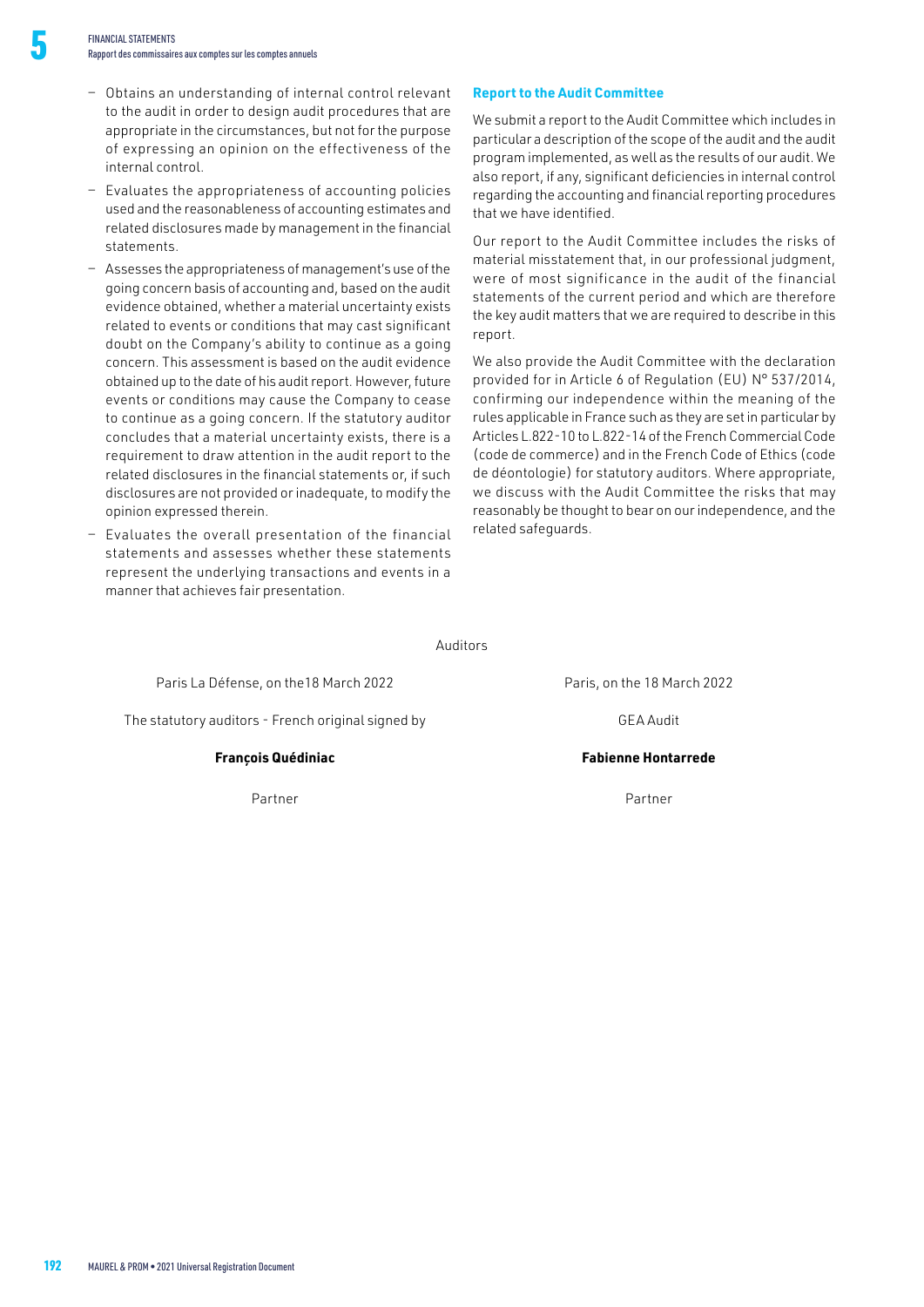- Obtains an understanding of internal control relevant to the audit in order to design audit procedures that are appropriate in the circumstances, but not for the purpose of expressing an opinion on the effectiveness of the internal control.
- Evaluates the appropriateness of accounting policies used and the reasonableness of accounting estimates and related disclosures made by management in the financial statements.
- Assesses the appropriateness of management's use of the going concern basis of accounting and, based on the audit evidence obtained, whether a material uncertainty exists related to events or conditions that may cast significant doubt on the Company's ability to continue as a going concern. This assessment is based on the audit evidence obtained up to the date of his audit report. However, future events or conditions may cause the Company to cease to continue as a going concern. If the statutory auditor concludes that a material uncertainty exists, there is a requirement to draw attention in the audit report to the related disclosures in the financial statements or, if such disclosures are not provided or inadequate, to modify the opinion expressed therein.
- Evaluates the overall presentation of the financial statements and assesses whether these statements represent the underlying transactions and events in a manner that achieves fair presentation.

**Report to the Audit Committee**

We submit a report to the Audit Committee which includes in particular a description of the scope of the audit and the audit program implemented, as well as the results of our audit. We also report, if any, significant deficiencies in internal control regarding the accounting and financial reporting procedures that we have identified.

Our report to the Audit Committee includes the risks of material misstatement that, in our professional judgment, were of most significance in the audit of the financial statements of the current period and which are therefore the key audit matters that we are required to describe in this report.

We also provide the Audit Committee with the declaration provided for in Article 6 of Regulation (EU) N° 537/2014, confirming our independence within the meaning of the rules applicable in France such as they are set in particular by Articles L.822-10 to L.822-14 of the French Commercial Code (code de commerce) and in the French Code of Ethics (code de déontologie) for statutory auditors. Where appropriate, we discuss with the Audit Committee the risks that may reasonably be thought to bear on our independence, and the related safeguards.

Auditors

| | |
|---|---|
| Paris La Défense, on the18 March 2022 | Paris, on the 18 March 2022 |
| The statutory auditors - French original signed by | GEA Audit |
| **François Quédiniac** | **Fabienne Hontarrede** |
| Partner | Partner |